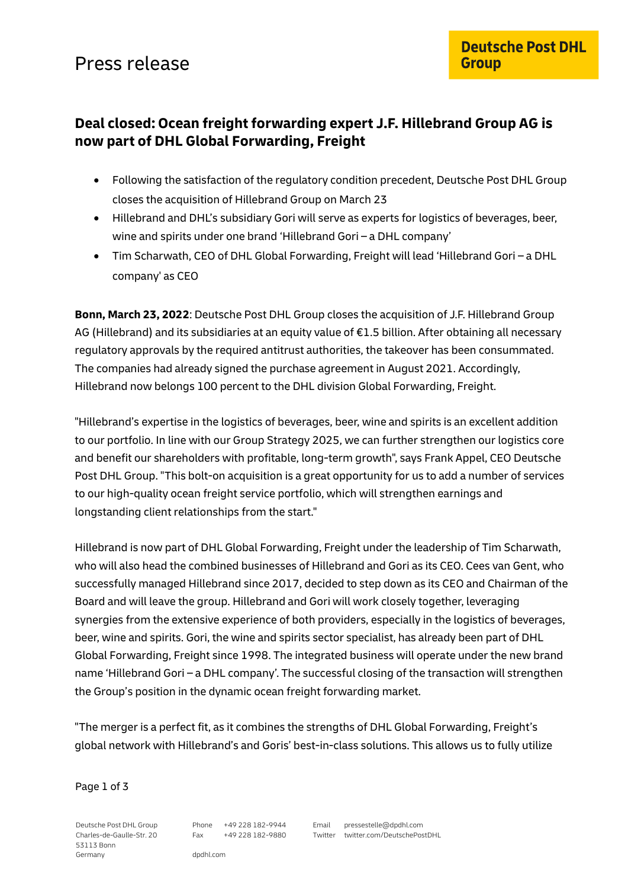Press release

Deutsche Post DHL Group

# Deal closed: Ocean freight forwarding expert J.F. Hillebrand Group AG is now part of DHL Global Forwarding, Freight

- Following the satisfaction of the regulatory condition precedent, Deutsche Post DHL Group closes the acquisition of Hillebrand Group on March 23
- Hillebrand and DHL's subsidiary Gori will serve as experts for logistics of beverages, beer, wine and spirits under one brand 'Hillebrand Gori – a DHL company'
- Tim Scharwath, CEO of DHL Global Forwarding, Freight will lead 'Hillebrand Gori – a DHL company' as CEO

**Bonn, March 23, 2022**: Deutsche Post DHL Group closes the acquisition of J.F. Hillebrand Group AG (Hillebrand) and its subsidiaries at an equity value of €1.5 billion. After obtaining all necessary regulatory approvals by the required antitrust authorities, the takeover has been consummated. The companies had already signed the purchase agreement in August 2021. Accordingly, Hillebrand now belongs 100 percent to the DHL division Global Forwarding, Freight.

"Hillebrand's expertise in the logistics of beverages, beer, wine and spirits is an excellent addition to our portfolio. In line with our Group Strategy 2025, we can further strengthen our logistics core and benefit our shareholders with profitable, long-term growth", says Frank Appel, CEO Deutsche Post DHL Group. "This bolt-on acquisition is a great opportunity for us to add a number of services to our high-quality ocean freight service portfolio, which will strengthen earnings and longstanding client relationships from the start."

Hillebrand is now part of DHL Global Forwarding, Freight under the leadership of Tim Scharwath, who will also head the combined businesses of Hillebrand and Gori as its CEO. Cees van Gent, who successfully managed Hillebrand since 2017, decided to step down as its CEO and Chairman of the Board and will leave the group. Hillebrand and Gori will work closely together, leveraging synergies from the extensive experience of both providers, especially in the logistics of beverages, beer, wine and spirits. Gori, the wine and spirits sector specialist, has already been part of DHL Global Forwarding, Freight since 1998. The integrated business will operate under the new brand name 'Hillebrand Gori – a DHL company'. The successful closing of the transaction will strengthen the Group's position in the dynamic ocean freight forwarding market.

"The merger is a perfect fit, as it combines the strengths of DHL Global Forwarding, Freight's global network with Hillebrand's and Goris' best-in-class solutions. This allows us to fully utilize

Deutsche Post DHL Group
Charles-de-Gaulle-Str. 20
53113 Bonn
Germany

Phone +49 228 182-9944
Fax +49 228 182-9880

dpdhl.com

Email pressestelle@dpdhl.com
Twitter twitter.com/DeutschePostDHL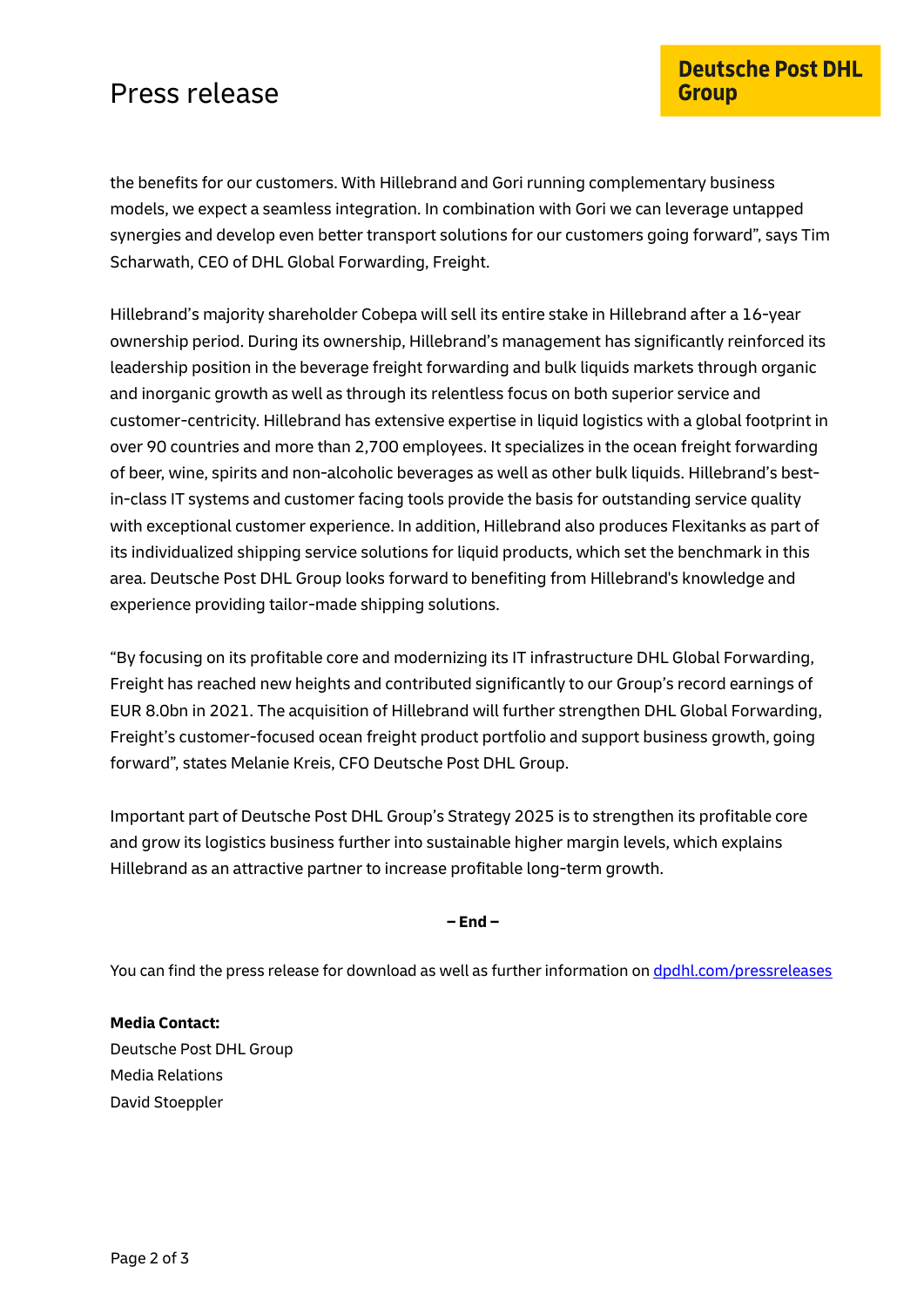the benefits for our customers. With Hillebrand and Gori running complementary business models, we expect a seamless integration. In combination with Gori we can leverage untapped synergies and develop even better transport solutions for our customers going forward", says Tim Scharwath, CEO of DHL Global Forwarding, Freight.

Hillebrand's majority shareholder Cobepa will sell its entire stake in Hillebrand after a 16-year ownership period. During its ownership, Hillebrand's management has significantly reinforced its leadership position in the beverage freight forwarding and bulk liquids markets through organic and inorganic growth as well as through its relentless focus on both superior service and customer-centricity. Hillebrand has extensive expertise in liquid logistics with a global footprint in over 90 countries and more than 2,700 employees. It specializes in the ocean freight forwarding of beer, wine, spirits and non-alcoholic beverages as well as other bulk liquids. Hillebrand's best-in-class IT systems and customer facing tools provide the basis for outstanding service quality with exceptional customer experience. In addition, Hillebrand also produces Flexitanks as part of its individualized shipping service solutions for liquid products, which set the benchmark in this area. Deutsche Post DHL Group looks forward to benefiting from Hillebrand's knowledge and experience providing tailor-made shipping solutions.

"By focusing on its profitable core and modernizing its IT infrastructure DHL Global Forwarding, Freight has reached new heights and contributed significantly to our Group's record earnings of EUR 8.0bn in 2021. The acquisition of Hillebrand will further strengthen DHL Global Forwarding, Freight's customer-focused ocean freight product portfolio and support business growth, going forward", states Melanie Kreis, CFO Deutsche Post DHL Group.

Important part of Deutsche Post DHL Group's Strategy 2025 is to strengthen its profitable core and grow its logistics business further into sustainable higher margin levels, which explains Hillebrand as an attractive partner to increase profitable long-term growth.

**– End –**

You can find the press release for download as well as further information on [dpdhl.com/pressreleases](dpdhl.com/pressreleases)

**Media Contact:**
Deutsche Post DHL Group
Media Relations
David Stoeppler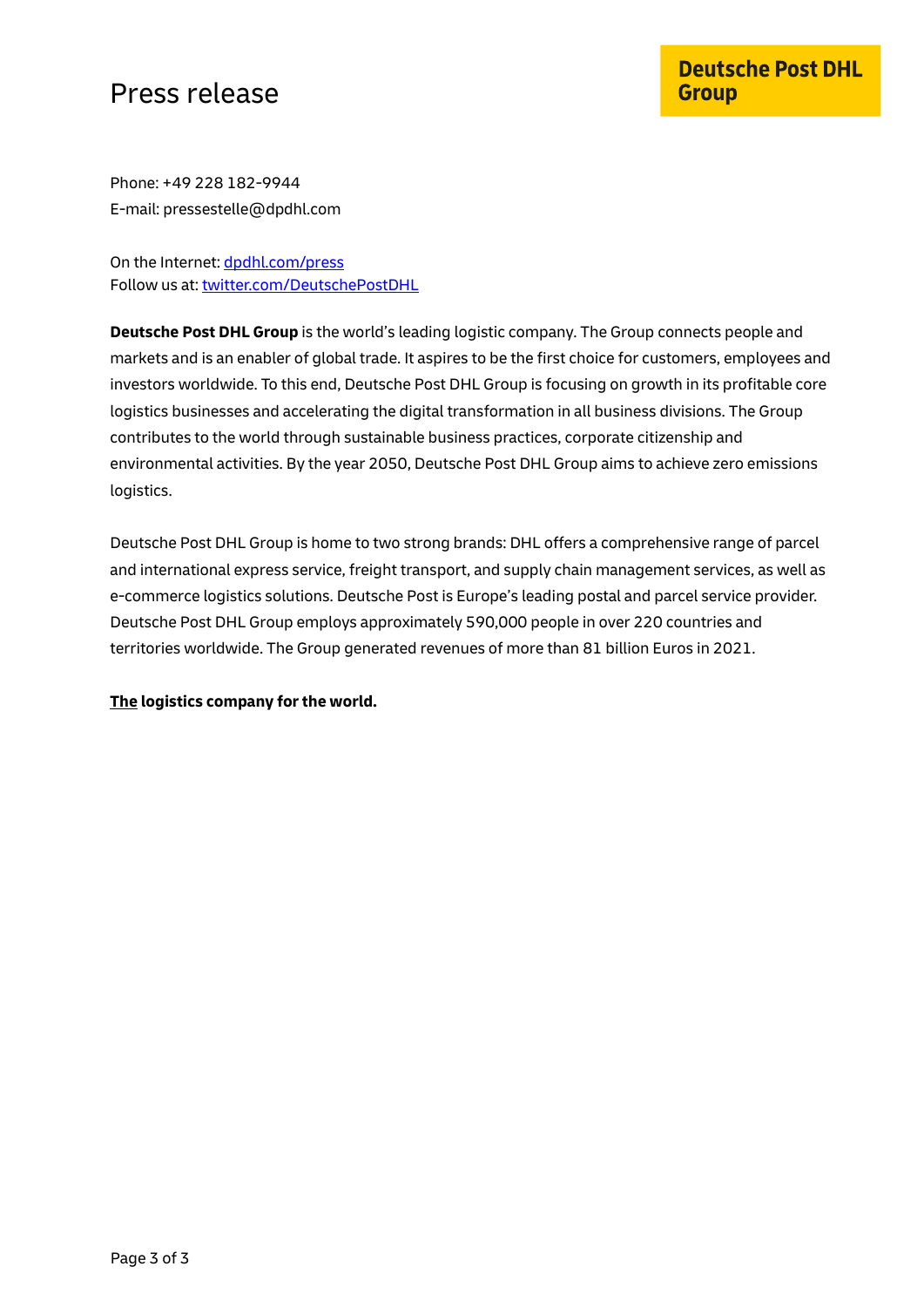Phone: +49 228 182-9944
E-mail: pressestelle@dpdhl.com

On the Internet: [dpdhl.com/press](dpdhl.com/press)
Follow us at: [twitter.com/DeutschePostDHL](twitter.com/DeutschePostDHL)

**Deutsche Post DHL Group** is the world's leading logistic company. The Group connects people and markets and is an enabler of global trade. It aspires to be the first choice for customers, employees and investors worldwide. To this end, Deutsche Post DHL Group is focusing on growth in its profitable core logistics businesses and accelerating the digital transformation in all business divisions. The Group contributes to the world through sustainable business practices, corporate citizenship and environmental activities. By the year 2050, Deutsche Post DHL Group aims to achieve zero emissions logistics.

Deutsche Post DHL Group is home to two strong brands: DHL offers a comprehensive range of parcel and international express service, freight transport, and supply chain management services, as well as e-commerce logistics solutions. Deutsche Post is Europe's leading postal and parcel service provider. Deutsche Post DHL Group employs approximately 590,000 people in over 220 countries and territories worldwide. The Group generated revenues of more than 81 billion Euros in 2021.

**The logistics company for the world.**